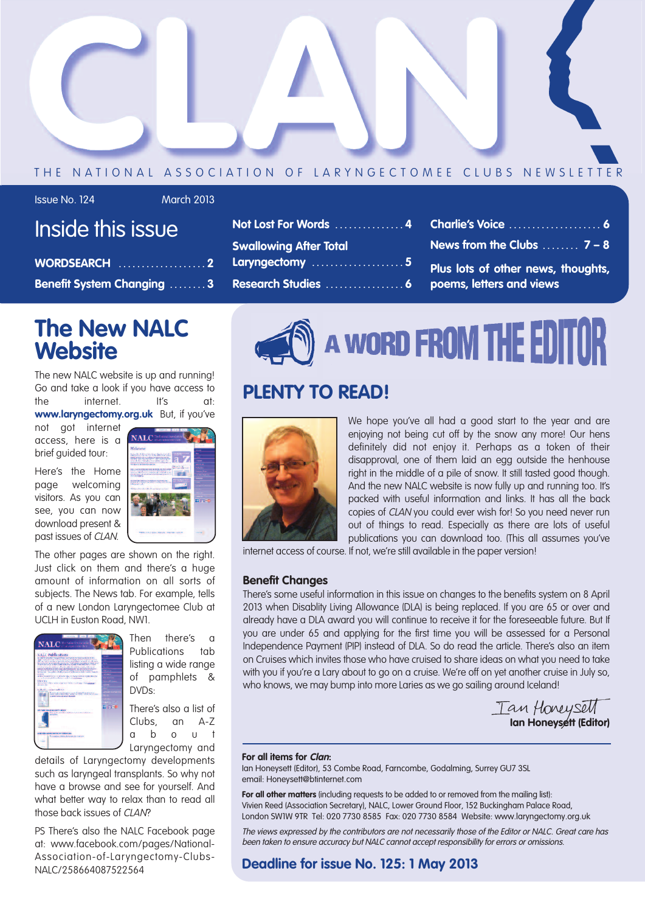# CLAN

THE NATIONAL ASSOCIATION OF LARYNGECTOMEE CLUBS NEWSLETTER

Issue No. 124 March 2013

## Inside this issue

- **WORDSEARCH** ................... 2
- **Benefit System Changing** ........ 3
- **Not Lost For Words** ............... 4
- **Swallowing After Total Laryngectomy** .................... 5
- **Research Studies** ................. 6
- **Charlie's Voice** .................... 6
- **News from the Clubs** ........ 7 – 8
- **Plus lots of other news, thoughts, poems, letters and views**

## The New NALC Website

The new NALC website is up and running! Go and take a look if you have access to the internet. It's at: **www.laryngectomy.org.uk** But, if you've not got internet access, here is a brief guided tour:

Here's the Home page welcoming visitors. As you can see, you can now download present & past issues of *CLAN*.

The other pages are shown on the right. Just click on them and there's a huge amount of information on all sorts of subjects. The News tab. For example, tells of a new London Laryngectomee Club at UCLH in Euston Road, NW1.

Then there's a Publications tab listing a wide range of pamphlets & DVDs:

There's also a list of Clubs, an A-Z about Laryngectomy and details of Laryngectomy developments such as laryngeal transplants. So why not have a browse and see for yourself. And what better way to relax than to read all those back issues of *CLAN*?

PS There's also the NALC Facebook page at: www.facebook.com/pages/National-Association-of-Laryngectomy-Clubs-NALC/258664087522564

## A WORD FROM THE EDITOR

### PLENTY TO READ!

We hope you've all had a good start to the year and are enjoying not being cut off by the snow any more! Our hens definitely did not enjoy it. Perhaps as a token of their disapproval, one of them laid an egg outside the henhouse right in the middle of a pile of snow. It still tasted good though. And the new NALC website is now fully up and running too. It's packed with useful information and links. It has all the back copies of *CLAN* you could ever wish for! So you need never run out of things to read. Especially as there are lots of useful publications you can download too. (This all assumes you've internet access of course. If not, we're still available in the paper version!

**Benefit Changes**

There's some useful information in this issue on changes to the benefits system on 8 April 2013 when Disablity Living Allowance (DLA) is being replaced. If you are 65 or over and already have a DLA award you will continue to receive it for the foreseeable future. But If you are under 65 and applying for the first time you will be assessed for a Personal Independence Payment (PIP) instead of DLA. So do read the article. There's also an item on Cruises which invites those who have cruised to share ideas on what you need to take with you if you're a Lary about to go on a cruise. We're off on yet another cruise in July so, who knows, we may bump into more Laries as we go sailing around Iceland!

Ian Honeysett

**Ian Honeysett (Editor)**

**For all items for *Clan*:**
Ian Honeysett (Editor), 53 Combe Road, Farncombe, Godalming, Surrey GU7 3SL
email: Honeysett@btinternet.com

**For all other matters** (including requests to be added to or removed from the mailing list):
Vivien Reed (Association Secretary), NALC, Lower Ground Floor, 152 Buckingham Palace Road, London SW1W 9TR Tel: 020 7730 8585 Fax: 020 7730 8584 Website: www.laryngectomy.org.uk

*The views expressed by the contributors are not necessarily those of the Editor or NALC. Great care has been taken to ensure accuracy but NALC cannot accept responsibility for errors or omissions.*

**Deadline for issue No. 125: 1 May 2013**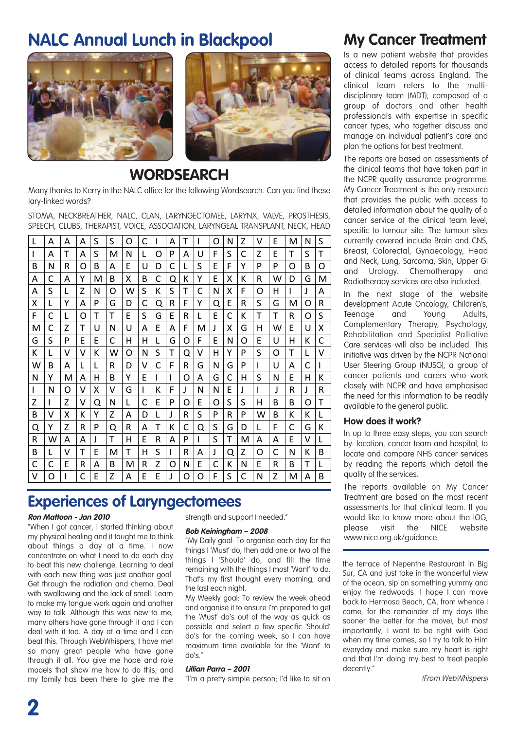# NALC Annual Lunch in Blackpool

## WORDSEARCH

Many thanks to Kerry in the NALC office for the following Wordsearch. Can you find these lary-linked words?

STOMA, NECKBREATHER, NALC, CLAN, LARYNGECTOMEE, LARYNX, VALVE, PROSTHESIS, SPEECH, CLUBS, THERAPIST, VOICE, ASSOCIATION, LARYNGEAL TRANSPLANT, NECK, HEAD

| | | | | | | | | | | | | | | | | | | | |
|---|---|---|---|---|---|---|---|---|---|---|---|---|---|---|---|---|---|---|---|
| L | A | A | A | S | S | O | C | I | A | T | I | O | N | Z | V | E | M | N | S |
| I | A | T | A | S | M | N | L | O | P | A | U | F | S | C | Z | E | T | S | T |
| B | N | R | O | B | A | E | U | D | C | L | S | E | F | Y | P | P | O | B | O |
| A | C | A | Y | M | B | X | B | C | Q | K | Y | E | X | K | R | W | D | G | M |
| A | S | L | Z | N | O | W | S | K | S | T | C | N | X | F | O | H | I | J | A |
| X | L | Y | A | P | G | D | C | Q | R | F | Y | Q | E | R | S | G | M | O | R |
| F | C | L | O | T | T | E | S | G | E | R | L | E | C | K | T | T | R | O | S |
| M | C | Z | T | U | N | U | A | E | A | F | M | J | X | G | H | W | E | U | X |
| G | S | P | E | E | C | H | H | L | G | O | F | E | N | O | E | U | H | K | C |
| K | L | V | V | K | W | O | N | S | T | Q | V | H | Y | P | S | O | T | L | V |
| W | B | A | L | L | R | D | V | C | F | R | G | N | G | P | I | U | A | C | I |
| N | Y | M | A | H | B | Y | E | I | I | O | A | G | C | H | S | N | E | H | K |
| I | N | O | V | X | V | G | I | K | F | J | N | N | E | J | I | J | R | J | R |
| Z | I | Z | V | Q | N | L | C | E | P | O | E | O | S | S | H | B | B | O | T |
| B | V | X | K | Y | Z | A | D | L | J | R | S | P | R | P | W | B | K | K | L |
| Q | Y | Z | R | P | Q | R | A | T | K | C | Q | S | G | D | L | F | C | G | K |
| R | W | A | J | T | H | E | R | A | P | I | S | T | M | A | A | E | V | L | |
| B | L | V | T | E | M | T | H | S | I | R | A | J | Q | Z | O | C | N | K | B |
| C | C | E | R | A | B | M | R | Z | O | N | E | C | K | N | E | R | B | T | L |
| V | O | I | C | E | Z | A | E | E | J | O | O | F | S | C | N | Z | M | A | B |

# Experiences of Laryngectomees

***Ron Mattoon - Jan 2010***

"When I got cancer, I started thinking about my physical healing and it taught me to think about things a day at a time. I now concentrate on what I need to do each day to beat this new challenge. Learning to deal with each new thing was just another goal. Get through the radiation and chemo. Deal with swallowing and the lack of smell. Learn to make my tongue work again and another way to talk. Although this was new to me, many others have gone through it and I can deal with it too. A day at a time and I can beat this. Through WebWhispers, I have met so many great people who have gone through it all. You give me hope and role models that show me how to do this, and my family has been there to give me the strength and support I needed."

***Bob Keiningham – 2008***

"My Daily goal: To organise each day for the things I 'Must' do, then add one or two of the things I 'Should' do, and fill the time remaining with the things I most 'Want' to do. That's my first thought every morning, and the last each night.

My Weekly goal: To review the week ahead and organise it to ensure I'm prepared to get the 'Must' do's out of the way as quick as possible and select a few specific 'Should' do's for the coming week, so I can have maximum time available for the 'Want' to do's."

***Lillian Parra – 2001***

"I'm a pretty simple person; I'd like to sit on the terrace of Nepenthe Restaurant in Big Sur, CA and just take in the wonderful view of the ocean, sip on something yummy and enjoy the redwoods. I hope I can move back to Hermosa Beach, CA, from whence I came, for the remainder of my days (the sooner the better for the move), but most importantly, I want to be right with God when my time comes, so I try to talk to Him everyday and make sure my heart is right and that I'm doing my best to treat people decently."

*(From WebWhispers)*

# My Cancer Treatment

Is a new patient website that provides access to detailed reports for thousands of clinical teams across England. The clinical team refers to the multi-disciplinary team (MDT), composed of a group of doctors and other health professionals with expertise in specific cancer types, who together discuss and manage an individual patient's care and plan the options for best treatment.

The reports are based on assessments of the clinical teams that have taken part in the NCPR quality assurance programme. My Cancer Treatment is the only resource that provides the public with access to detailed information about the quality of a cancer service at the clinical team level, specific to tumour site. The tumour sites currently covered include Brain and CNS, Breast, Colorectal, Gynaecology, Head and Neck, Lung, Sarcoma, Skin, Upper GI and Urology. Chemotherapy and Radiotherapy services are also included.

In the next stage of the website development Acute Oncology, Children's, Teenage and Young Adults, Complementary Therapy, Psychology, Rehabilitation and Specialist Palliative Care services will also be included. This initiative was driven by the NCPR National User Steering Group (NUSG), a group of cancer patients and carers who work closely with NCPR and have emphasised the need for this information to be readily available to the general public.

### How does it work?

In up to three easy steps, you can search by: location, cancer team and hospital, to locate and compare NHS cancer services by reading the reports which detail the quality of the services.

The reports available on My Cancer Treatment are based on the most recent assessments for that clinical team. If you would like to know more about the IOG, please visit the NICE website www.nice.org.uk/guidance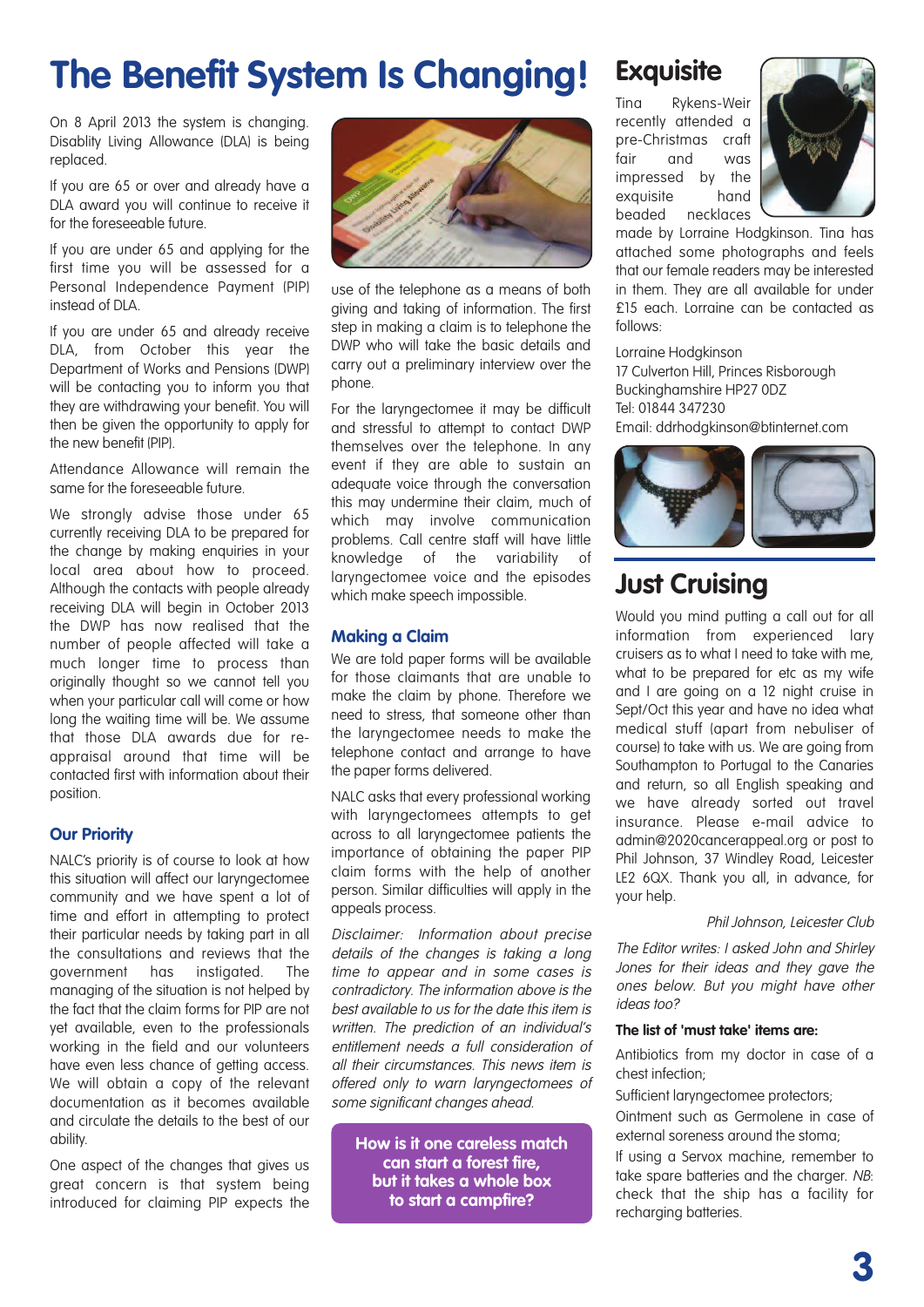# The Benefit System Is Changing!

On 8 April 2013 the system is changing. Disablity Living Allowance (DLA) is being replaced.

If you are 65 or over and already have a DLA award you will continue to receive it for the foreseeable future.

If you are under 65 and applying for the first time you will be assessed for a Personal Independence Payment (PIP) instead of DLA.

If you are under 65 and already receive DLA, from October this year the Department of Works and Pensions (DWP) will be contacting you to inform you that they are withdrawing your benefit. You will then be given the opportunity to apply for the new benefit (PIP).

Attendance Allowance will remain the same for the foreseeable future.

We strongly advise those under 65 currently receiving DLA to be prepared for the change by making enquiries in your local area about how to proceed. Although the contacts with people already receiving DLA will begin in October 2013 the DWP has now realised that the number of people affected will take a much longer time to process than originally thought so we cannot tell you when your particular call will come or how long the waiting time will be. We assume that those DLA awards due for re-appraisal around that time will be contacted first with information about their position.

### Our Priority

NALC's priority is of course to look at how this situation will affect our laryngectomee community and we have spent a lot of time and effort in attempting to protect their particular needs by taking part in all the consultations and reviews that the government has instigated. The managing of the situation is not helped by the fact that the claim forms for PIP are not yet available, even to the professionals working in the field and our volunteers have even less chance of getting access. We will obtain a copy of the relevant documentation as it becomes available and circulate the details to the best of our ability.

One aspect of the changes that gives us great concern is that system being introduced for claiming PIP expects the use of the telephone as a means of both giving and taking of information. The first step in making a claim is to telephone the DWP who will take the basic details and carry out a preliminary interview over the phone.

For the laryngectomee it may be difficult and stressful to attempt to contact DWP themselves over the telephone. In any event if they are able to sustain an adequate voice through the conversation this may undermine their claim, much of which may involve communication problems. Call centre staff will have little knowledge of the variability of laryngectomee voice and the episodes which make speech impossible.

### Making a Claim

We are told paper forms will be available for those claimants that are unable to make the claim by phone. Therefore we need to stress, that someone other than the laryngectomee needs to make the telephone contact and arrange to have the paper forms delivered.

NALC asks that every professional working with laryngectomees attempts to get across to all laryngectomee patients the importance of obtaining the paper PIP claim forms with the help of another person. Similar difficulties will apply in the appeals process.

*Disclaimer: Information about precise details of the changes is taking a long time to appear and in some cases is contradictory. The information above is the best available to us for the date this item is written. The prediction of an individual's entitlement needs a full consideration of all their circumstances. This news item is offered only to warn laryngectomees of some significant changes ahead.*

**How is it one careless match can start a forest fire, but it takes a whole box to start a campfire?**

## Exquisite

Tina Rykens-Weir recently attended a pre-Christmas craft fair and was impressed by the exquisite hand beaded necklaces made by Lorraine Hodgkinson. Tina has attached some photographs and feels that our female readers may be interested in them. They are all available for under £15 each. Lorraine can be contacted as follows:

Lorraine Hodgkinson
17 Culverton Hill, Princes Risborough
Buckinghamshire HP27 0DZ
Tel: 01844 347230
Email: ddrhodgkinson@btinternet.com

## Just Cruising

Would you mind putting a call out for all information from experienced lary cruisers as to what I need to take with me, what to be prepared for etc as my wife and I are going on a 12 night cruise in Sept/Oct this year and have no idea what medical stuff (apart from nebuliser of course) to take with us. We are going from Southampton to Portugal to the Canaries and return, so all English speaking and we have already sorted out travel insurance. Please e-mail advice to admin@2020cancerappeal.org or post to Phil Johnson, 37 Windley Road, Leicester LE2 6QX. Thank you all, in advance, for your help.

*Phil Johnson, Leicester Club*

*The Editor writes: I asked John and Shirley Jones for their ideas and they gave the ones below. But you might have other ideas too?*

**The list of 'must take' items are:**

Antibiotics from my doctor in case of a chest infection;

Sufficient laryngectomee protectors;

Ointment such as Germolene in case of external soreness around the stoma;

If using a Servox machine, remember to take spare batteries and the charger. *NB*: check that the ship has a facility for recharging batteries.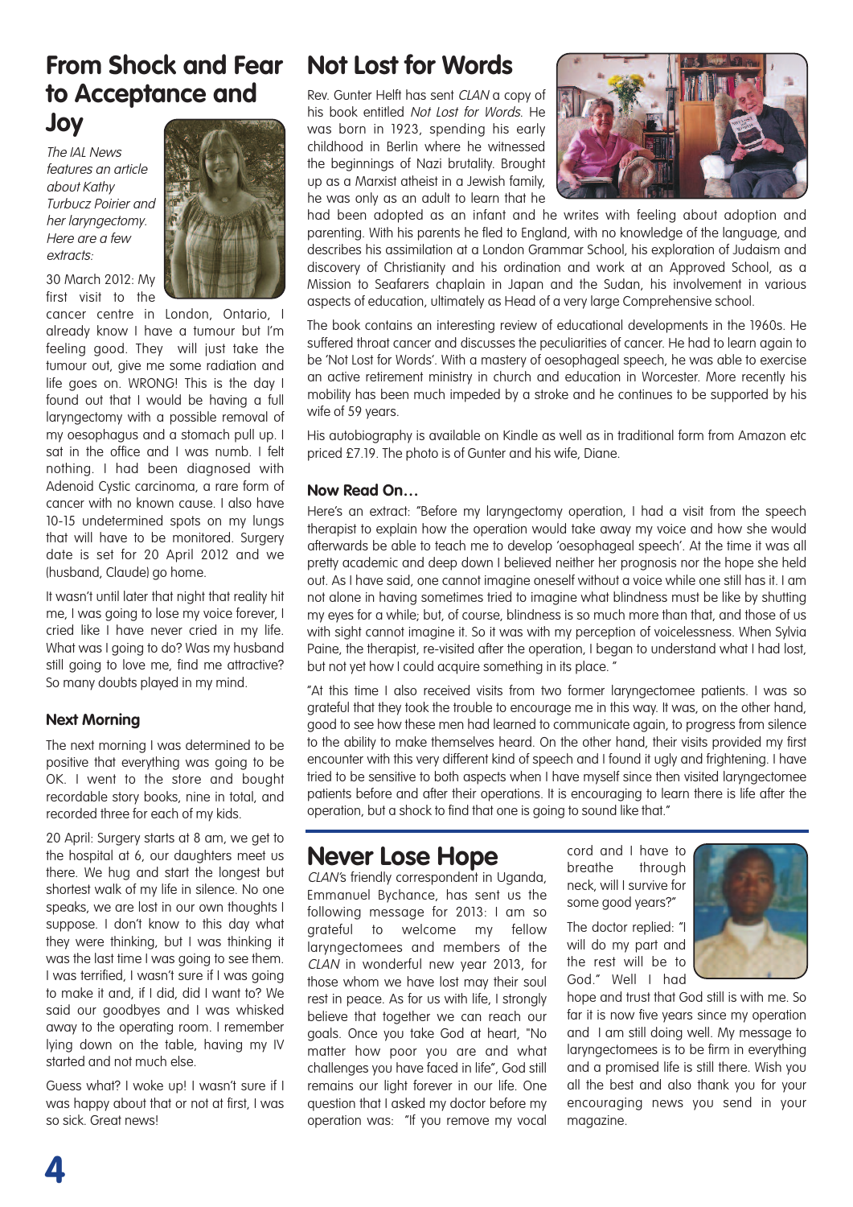# From Shock and Fear to Acceptance and Joy

*The IAL News features an article about Kathy Turbucz Poirier and her laryngectomy. Here are a few extracts:*

30 March 2012: My first visit to the cancer centre in London, Ontario, I already know I have a tumour but I'm feeling good. They will just take the tumour out, give me some radiation and life goes on. WRONG! This is the day I found out that I would be having a full laryngectomy with a possible removal of my oesophagus and a stomach pull up. I sat in the office and I was numb. I felt nothing. I had been diagnosed with Adenoid Cystic carcinoma, a rare form of cancer with no known cause. I also have 10-15 undetermined spots on my lungs that will have to be monitored. Surgery date is set for 20 April 2012 and we (husband, Claude) go home.

It wasn't until later that night that reality hit me, I was going to lose my voice forever, I cried like I have never cried in my life. What was I going to do? Was my husband still going to love me, find me attractive? So many doubts played in my mind.

### Next Morning

The next morning I was determined to be positive that everything was going to be OK. I went to the store and bought recordable story books, nine in total, and recorded three for each of my kids.

20 April: Surgery starts at 8 am, we get to the hospital at 6, our daughters meet us there. We hug and start the longest but shortest walk of my life in silence. No one speaks, we are lost in our own thoughts I suppose. I don't know to this day what they were thinking, but I was thinking it was the last time I was going to see them. I was terrified, I wasn't sure if I was going to make it and, if I did, did I want to? We said our goodbyes and I was whisked away to the operating room. I remember lying down on the table, having my IV started and not much else.

Guess what? I woke up! I wasn't sure if I was happy about that or not at first, I was so sick. Great news!

# Not Lost for Words

Rev. Gunter Helft has sent *CLAN* a copy of his book entitled *Not Lost for Words*. He was born in 1923, spending his early childhood in Berlin where he witnessed the beginnings of Nazi brutality. Brought up as a Marxist atheist in a Jewish family, he was only as an adult to learn that he had been adopted as an infant and he writes with feeling about adoption and parenting. With his parents he fled to England, with no knowledge of the language, and describes his assimilation at a London Grammar School, his exploration of Judaism and discovery of Christianity and his ordination and work at an Approved School, as a Mission to Seafarers chaplain in Japan and the Sudan, his involvement in various aspects of education, ultimately as Head of a very large Comprehensive school.

The book contains an interesting review of educational developments in the 1960s. He suffered throat cancer and discusses the peculiarities of cancer. He had to learn again to be 'Not Lost for Words'. With a mastery of oesophageal speech, he was able to exercise an active retirement ministry in church and education in Worcester. More recently his mobility has been much impeded by a stroke and he continues to be supported by his wife of 59 years.

His autobiography is available on Kindle as well as in traditional form from Amazon etc priced £7.19. The photo is of Gunter and his wife, Diane.

### Now Read On…

Here's an extract: "Before my laryngectomy operation, I had a visit from the speech therapist to explain how the operation would take away my voice and how she would afterwards be able to teach me to develop 'oesophageal speech'. At the time it was all pretty academic and deep down I believed neither her prognosis nor the hope she held out. As I have said, one cannot imagine oneself without a voice while one still has it. I am not alone in having sometimes tried to imagine what blindness must be like by shutting my eyes for a while; but, of course, blindness is so much more than that, and those of us with sight cannot imagine it. So it was with my perception of voicelessness. When Sylvia Paine, the therapist, re-visited after the operation, I began to understand what I had lost, but not yet how I could acquire something in its place. "

"At this time I also received visits from two former laryngectomee patients. I was so grateful that they took the trouble to encourage me in this way. It was, on the other hand, good to see how these men had learned to communicate again, to progress from silence to the ability to make themselves heard. On the other hand, their visits provided my first encounter with this very different kind of speech and I found it ugly and frightening. I have tried to be sensitive to both aspects when I have myself since then visited laryngectomee patients before and after their operations. It is encouraging to learn there is life after the operation, but a shock to find that one is going to sound like that."

# Never Lose Hope

*CLAN*'s friendly correspondent in Uganda, Emmanuel Bychance, has sent us the following message for 2013: I am so grateful to welcome my fellow laryngectomees and members of the *CLAN* in wonderful new year 2013, for those whom we have lost may their soul rest in peace. As for us with life, I strongly believe that together we can reach our goals. Once you take God at heart, "No matter how poor you are and what challenges you have faced in life", God still remains our light forever in our life. One question that I asked my doctor before my operation was: "If you remove my vocal cord and I have to breathe through neck, will I survive for some good years?"

The doctor replied: "I will do my part and the rest will be to God." Well I had hope and trust that God still is with me. So far it is now five years since my operation and I am still doing well. My message to laryngectomees is to be firm in everything and a promised life is still there. Wish you all the best and also thank you for your encouraging news you send in your magazine.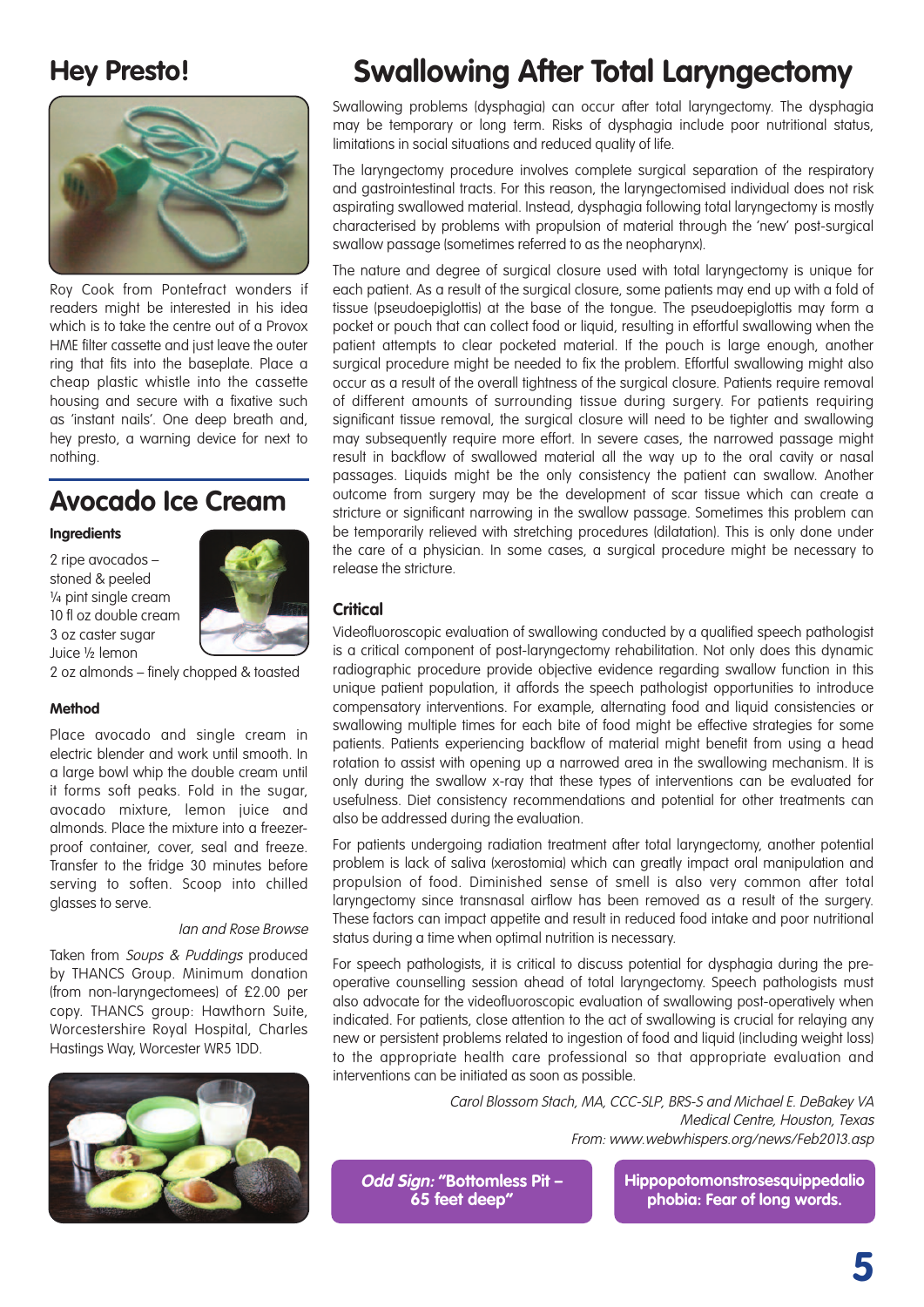## Hey Presto!

Roy Cook from Pontefract wonders if readers might be interested in his idea which is to take the centre out of a Provox HME filter cassette and just leave the outer ring that fits into the baseplate. Place a cheap plastic whistle into the cassette housing and secure with a fixative such as 'instant nails'. One deep breath and, hey presto, a warning device for next to nothing.

## Avocado Ice Cream

**Ingredients**

2 ripe avocados – stoned & peeled
¼ pint single cream
10 fl oz double cream
3 oz caster sugar
Juice ½ lemon
2 oz almonds – finely chopped & toasted

**Method**

Place avocado and single cream in electric blender and work until smooth. In a large bowl whip the double cream until it forms soft peaks. Fold in the sugar, avocado mixture, lemon juice and almonds. Place the mixture into a freezer-proof container, cover, seal and freeze. Transfer to the fridge 30 minutes before serving to soften. Scoop into chilled glasses to serve.

*Ian and Rose Browse*

Taken from *Soups & Puddings* produced by THANCS Group. Minimum donation (from non-laryngectomees) of £2.00 per copy. THANCS group: Hawthorn Suite, Worcestershire Royal Hospital, Charles Hastings Way, Worcester WR5 1DD.

# Swallowing After Total Laryngectomy

Swallowing problems (dysphagia) can occur after total laryngectomy. The dysphagia may be temporary or long term. Risks of dysphagia include poor nutritional status, limitations in social situations and reduced quality of life.

The laryngectomy procedure involves complete surgical separation of the respiratory and gastrointestinal tracts. For this reason, the laryngectomised individual does not risk aspirating swallowed material. Instead, dysphagia following total laryngectomy is mostly characterised by problems with propulsion of material through the 'new' post-surgical swallow passage (sometimes referred to as the neopharynx).

The nature and degree of surgical closure used with total laryngectomy is unique for each patient. As a result of the surgical closure, some patients may end up with a fold of tissue (pseudoepiglottis) at the base of the tongue. The pseudoepiglottis may form a pocket or pouch that can collect food or liquid, resulting in effortful swallowing when the patient attempts to clear pocketed material. If the pouch is large enough, another surgical procedure might be needed to fix the problem. Effortful swallowing might also occur as a result of the overall tightness of the surgical closure. Patients require removal of different amounts of surrounding tissue during surgery. For patients requiring significant tissue removal, the surgical closure will need to be tighter and swallowing may subsequently require more effort. In severe cases, the narrowed passage might result in backflow of swallowed material all the way up to the oral cavity or nasal passages. Liquids might be the only consistency the patient can swallow. Another outcome from surgery may be the development of scar tissue which can create a stricture or significant narrowing in the swallow passage. Sometimes this problem can be temporarily relieved with stretching procedures (dilatation). This is only done under the care of a physician. In some cases, a surgical procedure might be necessary to release the stricture.

### Critical

Videofluoroscopic evaluation of swallowing conducted by a qualified speech pathologist is a critical component of post-laryngectomy rehabilitation. Not only does this dynamic radiographic procedure provide objective evidence regarding swallow function in this unique patient population, it affords the speech pathologist opportunities to introduce compensatory interventions. For example, alternating food and liquid consistencies or swallowing multiple times for each bite of food might be effective strategies for some patients. Patients experiencing backflow of material might benefit from using a head rotation to assist with opening up a narrowed area in the swallowing mechanism. It is only during the swallow x-ray that these types of interventions can be evaluated for usefulness. Diet consistency recommendations and potential for other treatments can also be addressed during the evaluation.

For patients undergoing radiation treatment after total laryngectomy, another potential problem is lack of saliva (xerostomia) which can greatly impact oral manipulation and propulsion of food. Diminished sense of smell is also very common after total laryngectomy since transnasal airflow has been removed as a result of the surgery. These factors can impact appetite and result in reduced food intake and poor nutritional status during a time when optimal nutrition is necessary.

For speech pathologists, it is critical to discuss potential for dysphagia during the pre-operative counselling session ahead of total laryngectomy. Speech pathologists must also advocate for the videofluoroscopic evaluation of swallowing post-operatively when indicated. For patients, close attention to the act of swallowing is crucial for relaying any new or persistent problems related to ingestion of food and liquid (including weight loss) to the appropriate health care professional so that appropriate evaluation and interventions can be initiated as soon as possible.

*Carol Blossom Stach, MA, CCC-SLP, BRS-S and Michael E. DeBakey VA Medical Centre, Houston, Texas*
*From: www.webwhispers.org/news/Feb2013.asp*

***Odd Sign:* "Bottomless Pit – 65 feet deep"**

**Hippopotomonstrosesquippedaliophobia: Fear of long words.**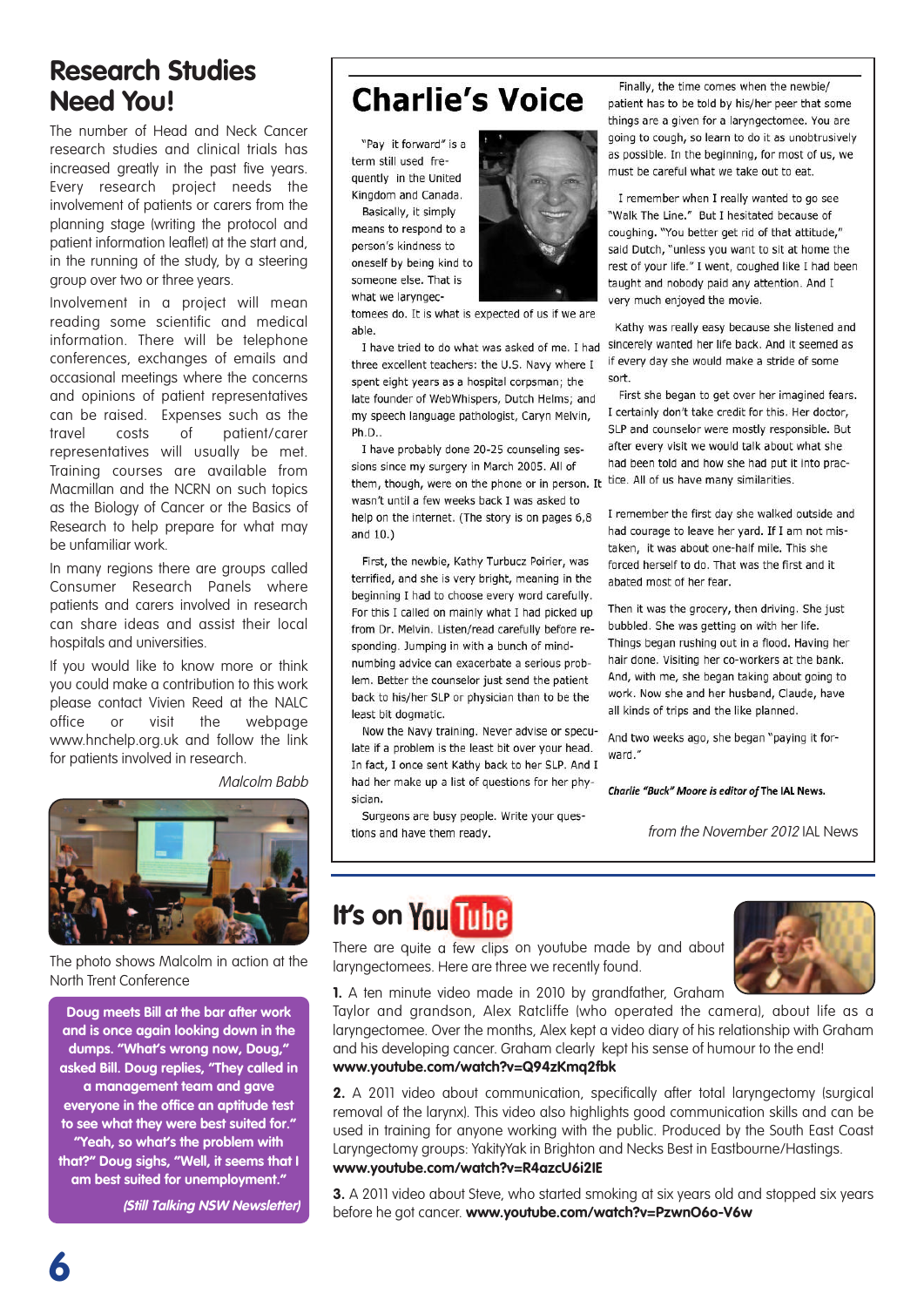# Research Studies Need You!

The number of Head and Neck Cancer research studies and clinical trials has increased greatly in the past five years. Every research project needs the involvement of patients or carers from the planning stage (writing the protocol and patient information leaflet) at the start and, in the running of the study, by a steering group over two or three years.

Involvement in a project will mean reading some scientific and medical information. There will be telephone conferences, exchanges of emails and occasional meetings where the concerns and opinions of patient representatives can be raised. Expenses such as the travel costs of patient/carer representatives will usually be met. Training courses are available from Macmillan and the NCRN on such topics as the Biology of Cancer or the Basics of Research to help prepare for what may be unfamiliar work.

In many regions there are groups called Consumer Research Panels where patients and carers involved in research can share ideas and assist their local hospitals and universities.

If you would like to know more or think you could make a contribution to this work please contact Vivien Reed at the NALC office or visit the webpage www.hnchelp.org.uk and follow the link for patients involved in research.

*Malcolm Babb*

The photo shows Malcolm in action at the North Trent Conference

**Doug meets Bill at the bar after work and is once again looking down in the dumps. "What's wrong now, Doug," asked Bill. Doug replies, "They called in a management team and gave everyone in the office an aptitude test to see what they were best suited for." "Yeah, so what's the problem with that?" Doug sighs, "Well, it seems that I am best suited for unemployment."**

***(Still Talking NSW Newsletter)***

# Charlie's Voice

"Pay it forward" is a term still used frequently in the United Kingdom and Canada. Basically, it simply means to respond to a person's kindness to oneself by being kind to someone else. That is what we laryngectomees do. It is what is expected of us if we are able.

I have tried to do what was asked of me. I had three excellent teachers: the U.S. Navy where I spent eight years as a hospital corpsman; the late founder of WebWhispers, Dutch Helms; and my speech language pathologist, Caryn Melvin, Ph.D..

I have probably done 20-25 counseling sessions since my surgery in March 2005. All of them, though, were on the phone or in person. It wasn't until a few weeks back I was asked to help on the internet. (The story is on pages 6,8 and 10.)

First, the newbie, Kathy Turbucz Poirier, was terrified, and she is very bright, meaning in the beginning I had to choose every word carefully. For this I called on mainly what I had picked up from Dr. Melvin. Listen/read carefully before responding. Jumping in with a bunch of mind-numbing advice can exacerbate a serious problem. Better the counselor just send the patient back to his/her SLP or physician than to be the least bit dogmatic.

Now the Navy training. Never advise or speculate if a problem is the least bit over your head. In fact, I once sent Kathy back to her SLP. And I had her make up a list of questions for her physician.

Surgeons are busy people. Write your questions and have them ready.

Finally, the time comes when the newbie/patient has to be told by his/her peer that some things are a given for a laryngectomee. You are going to cough, so learn to do it as unobtrusively as possible. In the beginning, for most of us, we must be careful what we take out to eat.

I remember when I really wanted to go see "Walk The Line." But I hesitated because of coughing. "You better get rid of that attitude," said Dutch, "unless you want to sit at home the rest of your life." I went, coughed like I had been taught and nobody paid any attention. And I very much enjoyed the movie.

Kathy was really easy because she listened and sincerely wanted her life back. And it seemed as if every day she would make a stride of some sort.

First she began to get over her imagined fears. I certainly don't take credit for this. Her doctor, SLP and counselor were mostly responsible. But after every visit we would talk about what she had been told and how she had put it into practice. All of us have many similarities.

I remember the first day she walked outside and had courage to leave her yard. If I am not mistaken, it was about one-half mile. This she forced herself to do. That was the first and it abated most of her fear.

Then it was the grocery, then driving. She just bubbled. She was getting on with her life. Things began rushing out in a flood. Having her hair done. Visiting her co-workers at the bank. And, with me, she began taking about going to work. Now she and her husband, Claude, have all kinds of trips and the like planned.

And two weeks ago, she began "paying it forward."

***Charlie "Buck" Moore is editor of* The IAL News.**

*from the November 2012* IAL News

# It's on YouTube

There are quite a few clips on youtube made by and about laryngectomees. Here are three we recently found.

**1.** A ten minute video made in 2010 by grandfather, Graham Taylor and grandson, Alex Ratcliffe (who operated the camera), about life as a laryngectomee. Over the months, Alex kept a video diary of his relationship with Graham and his developing cancer. Graham clearly kept his sense of humour to the end!
**www.youtube.com/watch?v=Q94zKmq2fbk**

**2.** A 2011 video about communication, specifically after total laryngectomy (surgical removal of the larynx). This video also highlights good communication skills and can be used in training for anyone working with the public. Produced by the South East Coast Laryngectomy groups: YakityYak in Brighton and Necks Best in Eastbourne/Hastings.
**www.youtube.com/watch?v=R4azcU6i2IE**

**3.** A 2011 video about Steve, who started smoking at six years old and stopped six years before he got cancer. **www.youtube.com/watch?v=PzwnO6o-V6w**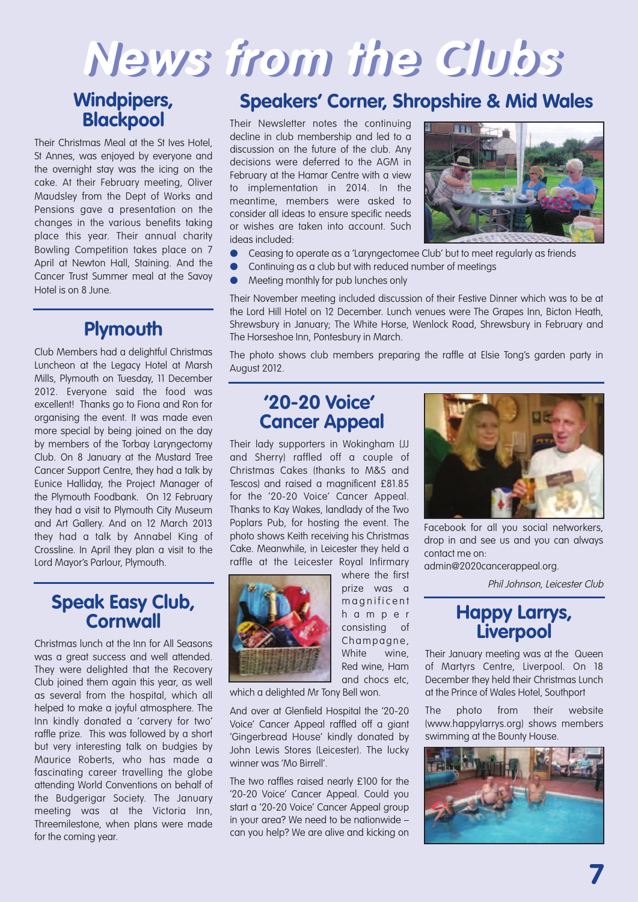# News from the Clubs

## Windpipers, Blackpool

Their Christmas Meal at the St Ives Hotel, St Annes, was enjoyed by everyone and the overnight stay was the icing on the cake. At their February meeting, Oliver Maudsley from the Dept of Works and Pensions gave a presentation on the changes in the various benefits taking place this year. Their annual charity Bowling Competition takes place on 7 April at Newton Hall, Staining. And the Cancer Trust Summer meal at the Savoy Hotel is on 8 June.

## Plymouth

Club Members had a delightful Christmas Luncheon at the Legacy Hotel at Marsh Mills, Plymouth on Tuesday, 11 December 2012. Everyone said the food was excellent! Thanks go to Fiona and Ron for organising the event. It was made even more special by being joined on the day by members of the Torbay Laryngectomy Club. On 8 January at the Mustard Tree Cancer Support Centre, they had a talk by Eunice Halliday, the Project Manager of the Plymouth Foodbank. On 12 February they had a visit to Plymouth City Museum and Art Gallery. And on 12 March 2013 they had a talk by Annabel King of Crossline. In April they plan a visit to the Lord Mayor's Parlour, Plymouth.

## Speak Easy Club, Cornwall

Christmas lunch at the Inn for All Seasons was a great success and well attended. They were delighted that the Recovery Club joined them again this year, as well as several from the hospital, which all helped to make a joyful atmosphere. The Inn kindly donated a 'carvery for two' raffle prize. This was followed by a short but very interesting talk on budgies by Maurice Roberts, who has made a fascinating career travelling the globe attending World Conventions on behalf of the Budgerigar Society. The January meeting was at the Victoria Inn, Threemilestone, when plans were made for the coming year.

## Speakers' Corner, Shropshire & Mid Wales

Their Newsletter notes the continuing decline in club membership and led to a discussion on the future of the club. Any decisions were deferred to the AGM in February at the Hamar Centre with a view to implementation in 2014. In the meantime, members were asked to consider all ideas to ensure specific needs or wishes are taken into account. Such ideas included:

- Ceasing to operate as a 'Laryngectomee Club' but to meet regularly as friends
- Continuing as a club but with reduced number of meetings
- Meeting monthly for pub lunches only

Their November meeting included discussion of their Festive Dinner which was to be at the Lord Hill Hotel on 12 December. Lunch venues were The Grapes Inn, Bicton Heath, Shrewsbury in January; The White Horse, Wenlock Road, Shrewsbury in February and The Horseshoe Inn, Pontesbury in March.

The photo shows club members preparing the raffle at Elsie Tong's garden party in August 2012.

## '20-20 Voice' Cancer Appeal

Their lady supporters in Wokingham (JJ and Sherry) raffled off a couple of Christmas Cakes (thanks to M&S and Tescos) and raised a magnificent £81.85 for the '20-20 Voice' Cancer Appeal. Thanks to Kay Wakes, landlady of the Two Poplars Pub, for hosting the event. The photo shows Keith receiving his Christmas Cake. Meanwhile, in Leicester they held a raffle at the Leicester Royal Infirmary where the first prize was a magnificent hamper consisting of Champagne, White wine, Red wine, Ham and chocs etc, which a delighted Mr Tony Bell won.

And over at Glenfield Hospital the '20-20 Voice' Cancer Appeal raffled off a giant 'Gingerbread House' kindly donated by John Lewis Stores (Leicester). The lucky winner was 'Mo Birrell'.

The two raffles raised nearly £100 for the '20-20 Voice' Cancer Appeal. Could you start a '20-20 Voice' Cancer Appeal group in your area? We need to be nationwide – can you help? We are alive and kicking on Facebook for all you social networkers, drop in and see us and you can always contact me on: admin@2020cancerappeal.org.

*Phil Johnson, Leicester Club*

## Happy Larrys, Liverpool

Their January meeting was at the Queen of Martyrs Centre, Liverpool. On 18 December they held their Christmas Lunch at the Prince of Wales Hotel, Southport

The photo from their website (www.happylarrys.org) shows members swimming at the Bounty House.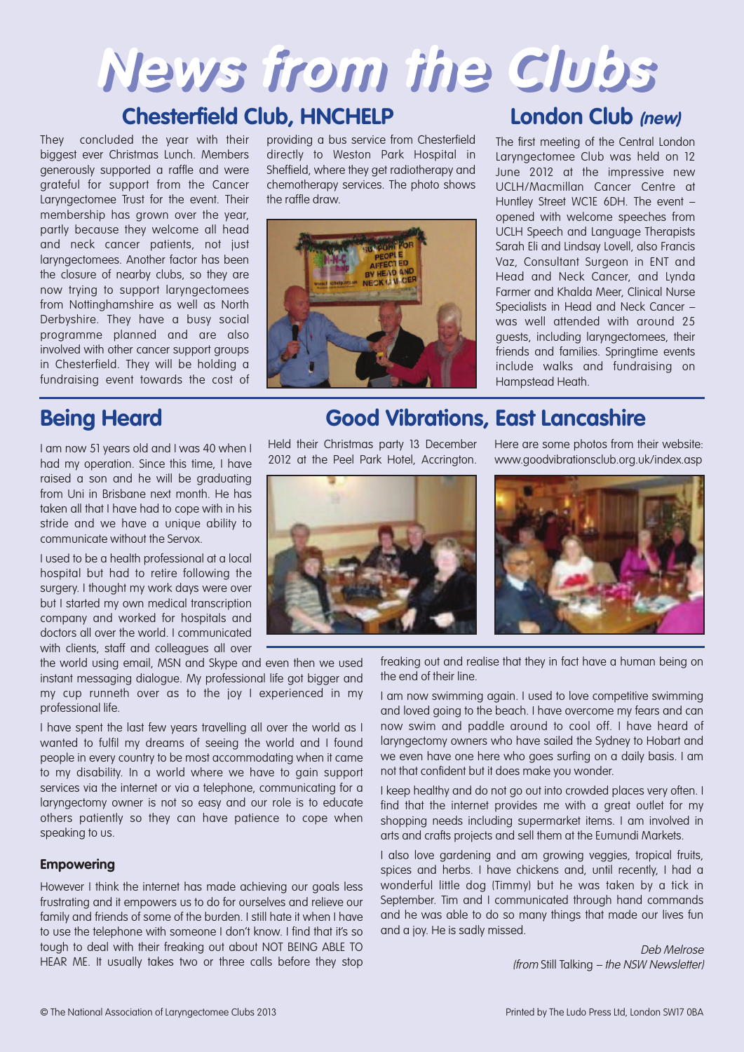# News from the Clubs

## Chesterfield Club, HNCHELP

They concluded the year with their biggest ever Christmas Lunch. Members generously supported a raffle and were grateful for support from the Cancer Laryngectomee Trust for the event. Their membership has grown over the year, partly because they welcome all head and neck cancer patients, not just laryngectomees. Another factor has been the closure of nearby clubs, so they are now trying to support laryngectomees from Nottinghamshire as well as North Derbyshire. They have a busy social programme planned and are also involved with other cancer support groups in Chesterfield. They will be holding a fundraising event towards the cost of providing a bus service from Chesterfield directly to Weston Park Hospital in Sheffield, where they get radiotherapy and chemotherapy services. The photo shows the raffle draw.

## London Club *(new)*

The first meeting of the Central London Laryngectomee Club was held on 12 June 2012 at the impressive new UCLH/Macmillan Cancer Centre at Huntley Street WC1E 6DH. The event – opened with welcome speeches from UCLH Speech and Language Therapists Sarah Eli and Lindsay Lovell, also Francis Vaz, Consultant Surgeon in ENT and Head and Neck Cancer, and Lynda Farmer and Khalda Meer, Clinical Nurse Specialists in Head and Neck Cancer – was well attended with around 25 guests, including laryngectomees, their friends and families. Springtime events include walks and fundraising on Hampstead Heath.

## Good Vibrations, East Lancashire

Held their Christmas party 13 December 2012 at the Peel Park Hotel, Accrington.

Here are some photos from their website: www.goodvibrationsclub.org.uk/index.asp

## Being Heard

I am now 51 years old and I was 40 when I had my operation. Since this time, I have raised a son and he will be graduating from Uni in Brisbane next month. He has taken all that I have had to cope with in his stride and we have a unique ability to communicate without the Servox.

I used to be a health professional at a local hospital but had to retire following the surgery. I thought my work days were over but I started my own medical transcription company and worked for hospitals and doctors all over the world. I communicated with clients, staff and colleagues all over the world using email, MSN and Skype and even then we used instant messaging dialogue. My professional life got bigger and my cup runneth over as to the joy I experienced in my professional life.

I have spent the last few years travelling all over the world as I wanted to fulfil my dreams of seeing the world and I found people in every country to be most accommodating when it came to my disability. In a world where we have to gain support services via the internet or via a telephone, communicating for a laryngectomy owner is not so easy and our role is to educate others patiently so they can have patience to cope when speaking to us.

### Empowering

However I think the internet has made achieving our goals less frustrating and it empowers us to do for ourselves and relieve our family and friends of some of the burden. I still hate it when I have to use the telephone with someone I don't know. I find that it's so tough to deal with their freaking out about NOT BEING ABLE TO HEAR ME. It usually takes two or three calls before they stop freaking out and realise that they in fact have a human being on the end of their line.

I am now swimming again. I used to love competitive swimming and loved going to the beach. I have overcome my fears and can now swim and paddle around to cool off. I have heard of laryngectomy owners who have sailed the Sydney to Hobart and we even have one here who goes surfing on a daily basis. I am not that confident but it does make you wonder.

I keep healthy and do not go out into crowded places very often. I find that the internet provides me with a great outlet for my shopping needs including supermarket items. I am involved in arts and crafts projects and sell them at the Eumundi Markets.

I also love gardening and am growing veggies, tropical fruits, spices and herbs. I have chickens and, until recently, I had a wonderful little dog (Timmy) but he was taken by a tick in September. Tim and I communicated through hand commands and he was able to do so many things that made our lives fun and a joy. He is sadly missed.

*Deb Melrose*
*(from* Still Talking *– the NSW Newsletter)*

© The National Association of Laryngectomee Clubs 2013

Printed by The Ludo Press Ltd, London SW17 0BA